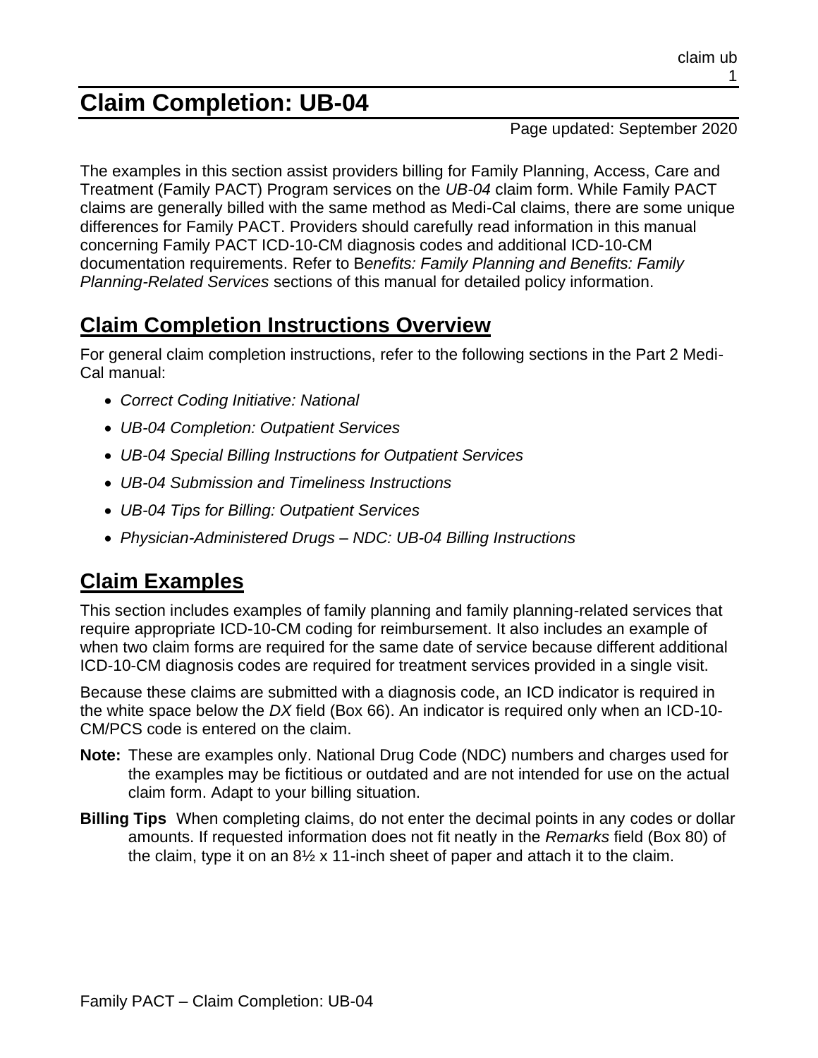# Claim Completion: UB-04

Page updated: September 2020

The examples in this section assist providers billing for Family Planning, Access, Care and Treatment (Family PACT) Program services on the *UB-04* claim form. While Family PACT claims are generally billed with the same method as Medi-Cal claims, there are some unique differences for Family PACT. Providers should carefully read information in this manual concerning Family PACT ICD-10-CM diagnosis codes and additional ICD-10-CM documentation requirements. Refer to B*enefits: Family Planning and Benefits: Family Planning-Related Services* sections of this manual for detailed policy information.

## Claim Completion Instructions Overview

For general claim completion instructions, refer to the following sections in the Part 2 Medi-Cal manual:

- *Correct Coding Initiative: National*
- *UB-04 Completion: Outpatient Services*
- *UB-04 Special Billing Instructions for Outpatient Services*
- *UB-04 Submission and Timeliness Instructions*
- *UB-04 Tips for Billing: Outpatient Services*
- *Physician-Administered Drugs – NDC: UB-04 Billing Instructions*

## Claim Examples

This section includes examples of family planning and family planning-related services that require appropriate ICD-10-CM coding for reimbursement. It also includes an example of when two claim forms are required for the same date of service because different additional ICD-10-CM diagnosis codes are required for treatment services provided in a single visit.

Because these claims are submitted with a diagnosis code, an ICD indicator is required in the white space below the *DX* field (Box 66). An indicator is required only when an ICD-10-CM/PCS code is entered on the claim.

**Note:** These are examples only. National Drug Code (NDC) numbers and charges used for the examples may be fictitious or outdated and are not intended for use on the actual claim form. Adapt to your billing situation.

**Billing Tips** When completing claims, do not enter the decimal points in any codes or dollar amounts. If requested information does not fit neatly in the *Remarks* field (Box 80) of the claim, type it on an 8½ x 11-inch sheet of paper and attach it to the claim.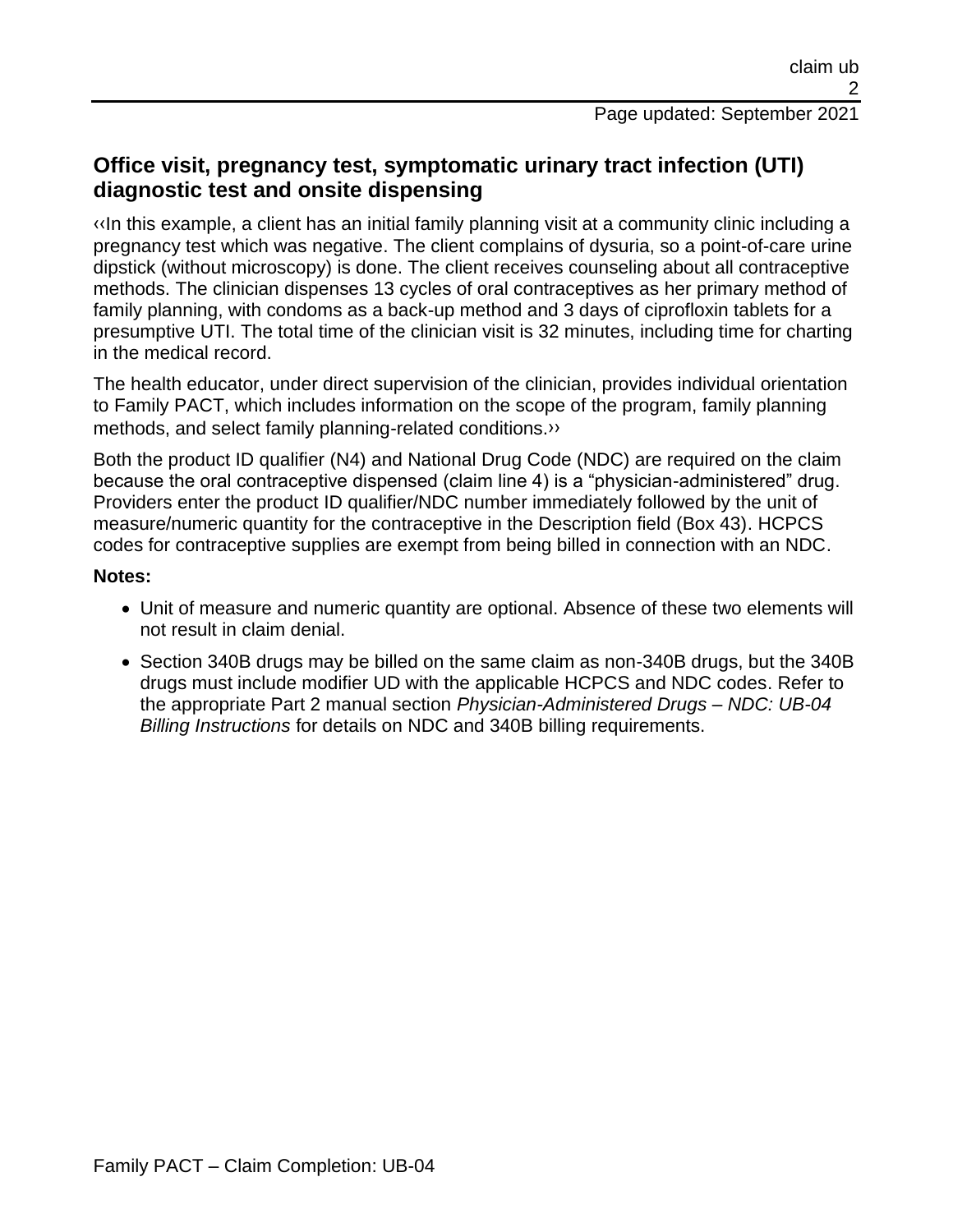## Office visit, pregnancy test, symptomatic urinary tract infection (UTI) diagnostic test and onsite dispensing

‹‹In this example, a client has an initial family planning visit at a community clinic including a pregnancy test which was negative. The client complains of dysuria, so a point-of-care urine dipstick (without microscopy) is done. The client receives counseling about all contraceptive methods. The clinician dispenses 13 cycles of oral contraceptives as her primary method of family planning, with condoms as a back-up method and 3 days of ciprofloxin tablets for a presumptive UTI. The total time of the clinician visit is 32 minutes, including time for charting in the medical record.

The health educator, under direct supervision of the clinician, provides individual orientation to Family PACT, which includes information on the scope of the program, family planning methods, and select family planning-related conditions.››

Both the product ID qualifier (N4) and National Drug Code (NDC) are required on the claim because the oral contraceptive dispensed (claim line 4) is a "physician-administered" drug. Providers enter the product ID qualifier/NDC number immediately followed by the unit of measure/numeric quantity for the contraceptive in the Description field (Box 43). HCPCS codes for contraceptive supplies are exempt from being billed in connection with an NDC.

**Notes:**

- Unit of measure and numeric quantity are optional. Absence of these two elements will not result in claim denial.
- Section 340B drugs may be billed on the same claim as non-340B drugs, but the 340B drugs must include modifier UD with the applicable HCPCS and NDC codes. Refer to the appropriate Part 2 manual section *Physician-Administered Drugs – NDC: UB-04 Billing Instructions* for details on NDC and 340B billing requirements.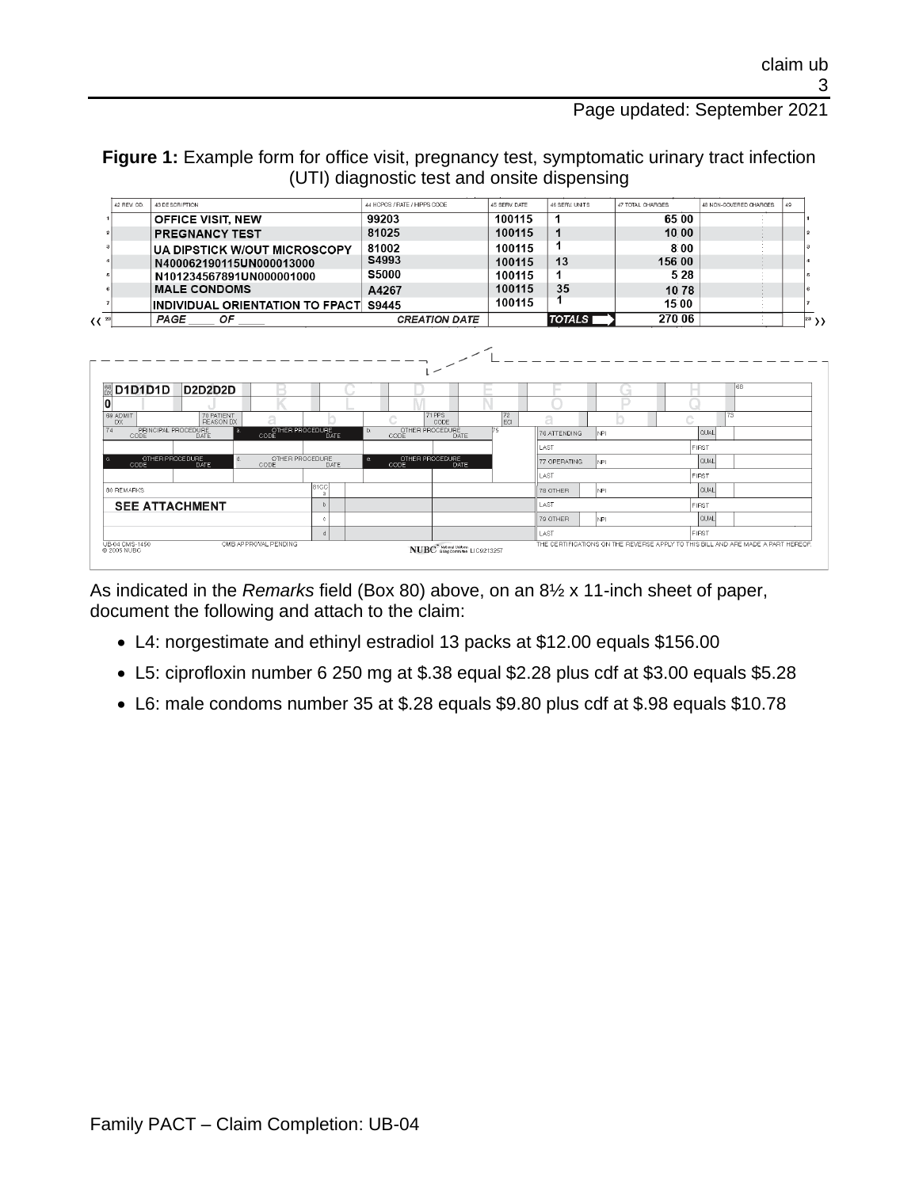**Figure 1:** Example form for office visit, pregnancy test, symptomatic urinary tract infection (UTI) diagnostic test and onsite dispensing

| | 42 REV. CD. | 43 DESCRIPTION | 44 HCPCS / RATE / HIPPS CODE | 45 SERV. DATE | 46 SERV. UNITS | 47 TOTAL CHARGES | 48 NON-COVERED CHARGES | 49 |
|---|---|---|---|---|---|---|---|---|
| 1 | | OFFICE VISIT, NEW | 99203 | 100115 | 1 | 65 00 | | |
| 2 | | PREGNANCY TEST | 81025 | 100115 | 1 | 10 00 | | |
| 3 | | UA DIPSTICK W/OUT MICROSCOPY | 81002 | 100115 | 1 | 8 00 | | |
| 4 | | N400062190115UN000013000 | S4993 | 100115 | 13 | 156 00 | | |
| 5 | | N101234567891UN000001000 | S5000 | 100115 | 1 | 5 28 | | |
| 6 | | MALE CONDOMS | A4267 | 100115 | 35 | 10 78 | | |
| 7 | | INDIVIDUAL ORIENTATION TO FPACT | S9445 | 100115 | 1 | 15 00 | | |
| 23 | | PAGE ____ OF ____ | CREATION DATE | | TOTALS | 270 06 | | |

| 66 DX | D1D1D1D | D2D2D2D |
|---|---|---|
| 0 | | |

| 80 REMARKS |
|---|
| SEE ATTACHMENT |

As indicated in the *Remarks* field (Box 80) above, on an 8½ x 11-inch sheet of paper, document the following and attach to the claim:

- L4: norgestimate and ethinyl estradiol 13 packs at $12.00 equals $156.00
- L5: ciprofloxin number 6 250 mg at $.38 equal $2.28 plus cdf at $3.00 equals $5.28
- L6: male condoms number 35 at $.28 equals $9.80 plus cdf at $.98 equals $10.78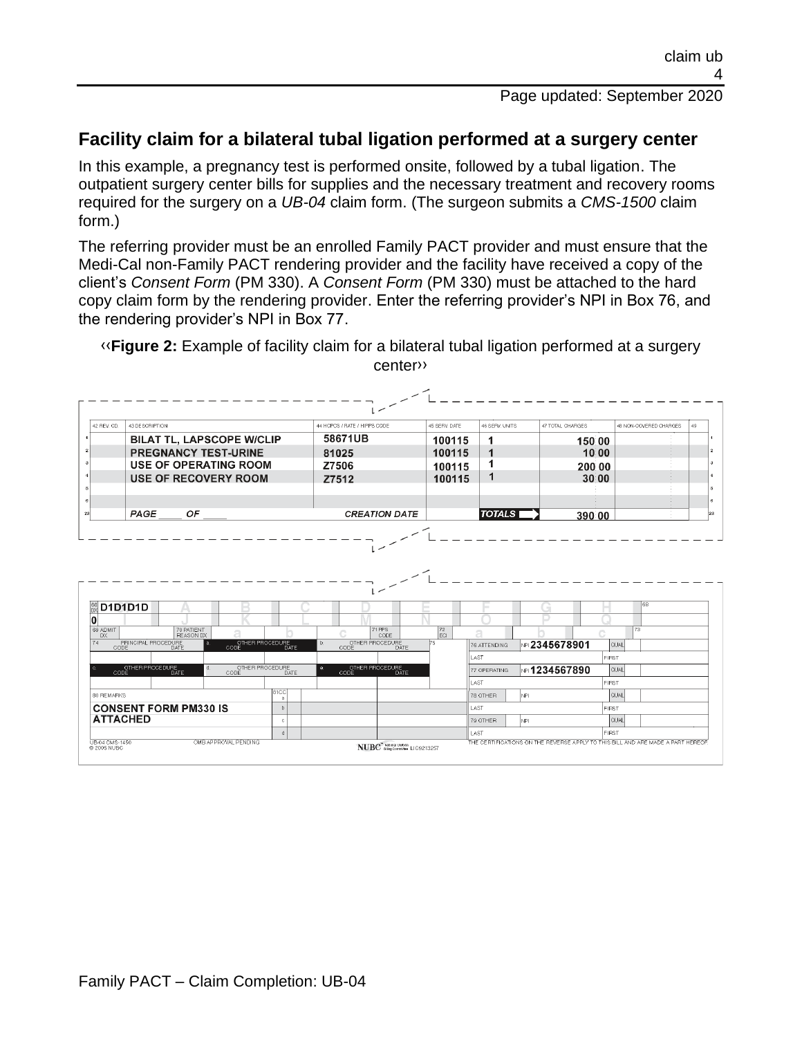## Facility claim for a bilateral tubal ligation performed at a surgery center

In this example, a pregnancy test is performed onsite, followed by a tubal ligation. The outpatient surgery center bills for supplies and the necessary treatment and recovery rooms required for the surgery on a *UB-04* claim form. (The surgeon submits a *CMS-1500* claim form.)

The referring provider must be an enrolled Family PACT provider and must ensure that the Medi-Cal non-Family PACT rendering provider and the facility have received a copy of the client's *Consent Form* (PM 330). A *Consent Form* (PM 330) must be attached to the hard copy claim form by the rendering provider. Enter the referring provider's NPI in Box 76, and the rendering provider's NPI in Box 77.

‹‹**Figure 2:** Example of facility claim for a bilateral tubal ligation performed at a surgery center››

| | 42 REV. CD. | 43 DESCRIPTION | 44 HCPCS / RATE / HIPPS CODE | 45 SERV. DATE | 46 SERV. UNITS | 47 TOTAL CHARGES | 48 NON-COVERED CHARGES | 49 |
|---|---|---|---|---|---|---|---|---|
| 1 | | BILAT TL, LAPSCOPE W/CLIP | 58671UB | 100115 | 1 | 150 00 | | |
| 2 | | PREGNANCY TEST-URINE | 81025 | 100115 | 1 | 10 00 | | |
| 3 | | USE OF OPERATING ROOM | Z7506 | 100115 | 1 | 200 00 | | |
| 4 | | USE OF RECOVERY ROOM | Z7512 | 100115 | 1 | 30 00 | | |
| 5 | | | | | | | | |
| 6 | | | | | | | | |
| 23 | | PAGE \_\_\_\_ OF \_\_\_\_ | CREATION DATE | | TOTALS | 390 00 | | |

66 DX: D1D1D1D

0

| Field | Entry |
|---|---|
| 76 ATTENDING | NPI 2345678901 |
| 77 OPERATING | NPI 1234567890 |
| 78 OTHER | NPI |
| 79 OTHER | NPI |
| 80 REMARKS | CONSENT FORM PM330 IS ATTACHED |

UB-04 CMS-1450 © 2005 NUBC — OMB APPROVAL PENDING — NUBC National Uniform Billing Committee LIC9213257

THE CERTIFICATIONS ON THE REVERSE APPLY TO THIS BILL AND ARE MADE A PART HEREOF.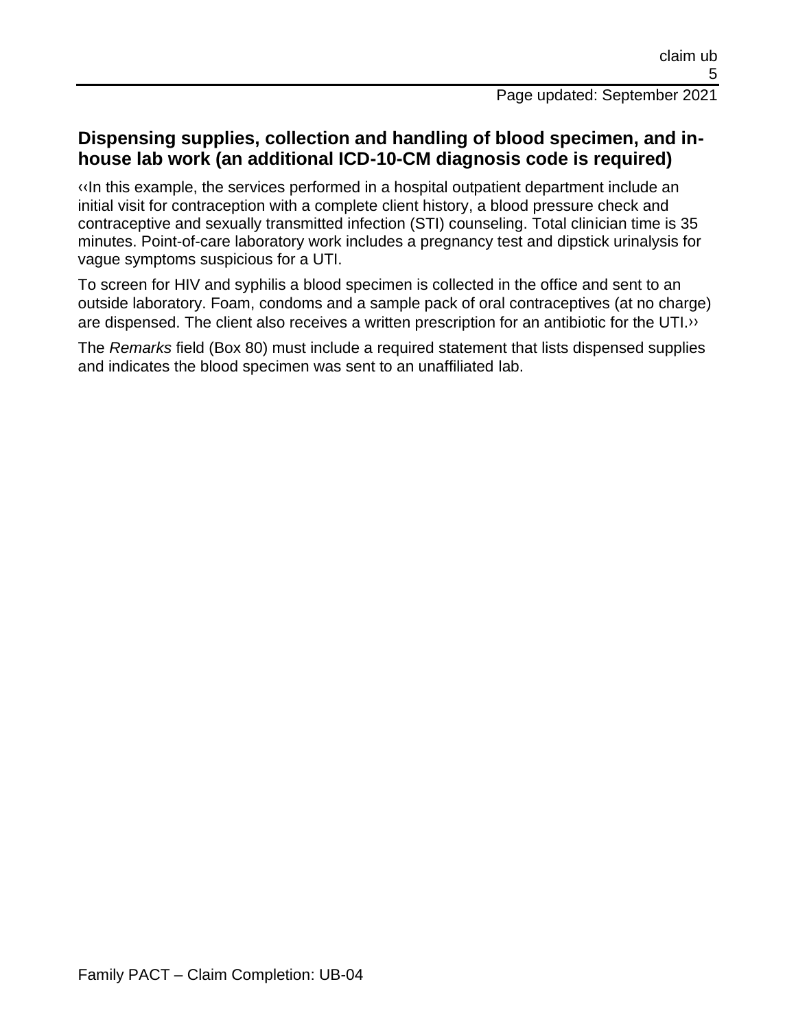## Dispensing supplies, collection and handling of blood specimen, and in-house lab work (an additional ICD-10-CM diagnosis code is required)

‹‹In this example, the services performed in a hospital outpatient department include an initial visit for contraception with a complete client history, a blood pressure check and contraceptive and sexually transmitted infection (STI) counseling. Total clinician time is 35 minutes. Point-of-care laboratory work includes a pregnancy test and dipstick urinalysis for vague symptoms suspicious for a UTI.

To screen for HIV and syphilis a blood specimen is collected in the office and sent to an outside laboratory. Foam, condoms and a sample pack of oral contraceptives (at no charge) are dispensed. The client also receives a written prescription for an antibiotic for the UTI.››

The *Remarks* field (Box 80) must include a required statement that lists dispensed supplies and indicates the blood specimen was sent to an unaffiliated lab.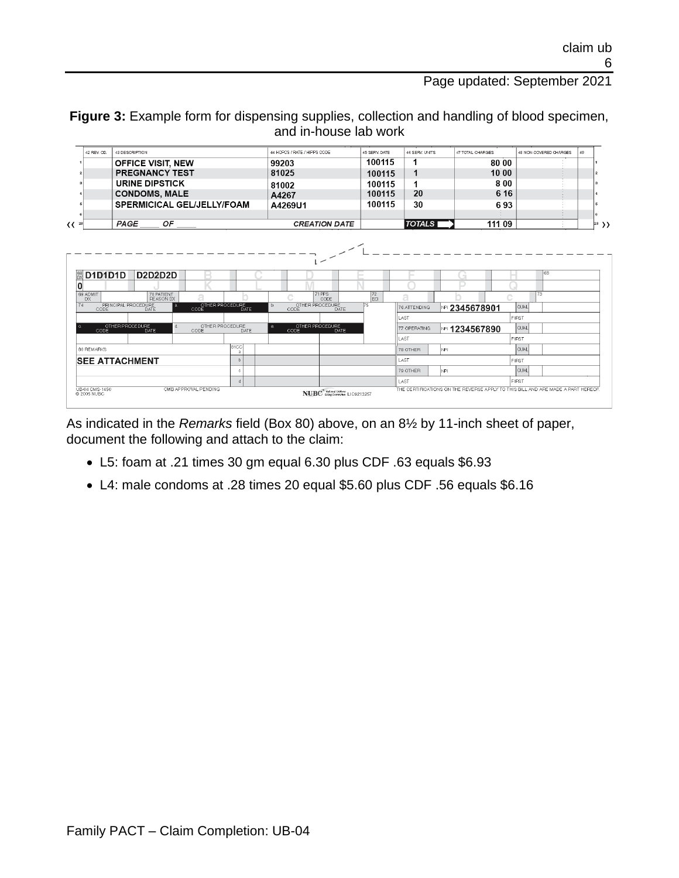**Figure 3:** Example form for dispensing supplies, collection and handling of blood specimen, and in-house lab work

| | 42 REV. CD. | 43 DESCRIPTION | 44 HCPCS / RATE / HIPPS CODE | 45 SERV. DATE | 46 SERV. UNITS | 47 TOTAL CHARGES | 48 NON-COVERED CHARGES | 49 |
|---|---|---|---|---|---|---|---|---|
| 1 | | OFFICE VISIT, NEW | 99203 | 100115 | 1 | 80 00 | | |
| 2 | | PREGNANCY TEST | 81025 | 100115 | 1 | 10 00 | | |
| 3 | | URINE DIPSTICK | 81002 | 100115 | 1 | 8 00 | | |
| 4 | | CONDOMS, MALE | A4267 | 100115 | 20 | 6 16 | | |
| 5 | | SPERMICICAL GEL/JELLY/FOAM | A4269U1 | 100115 | 30 | 6 93 | | |
| 6 | | | | | | | | |
| 23 | | PAGE ____ OF ____ | CREATION DATE | | TOTALS | 111 09 | | |

| Field | Entry |
|---|---|
| 67 | D1D1D1D D2D2D2D |
| 74 Principal Procedure | |
| 76 Attending | NPI 2345678901 |
| 77 Operating | NPI 1234567890 |
| 80 Remarks | SEE ATTACHMENT |

As indicated in the *Remarks* field (Box 80) above, on an 8½ by 11-inch sheet of paper, document the following and attach to the claim:

- L5: foam at .21 times 30 gm equal 6.30 plus CDF .63 equals $6.93
- L4: male condoms at .28 times 20 equal $5.60 plus CDF .56 equals $6.16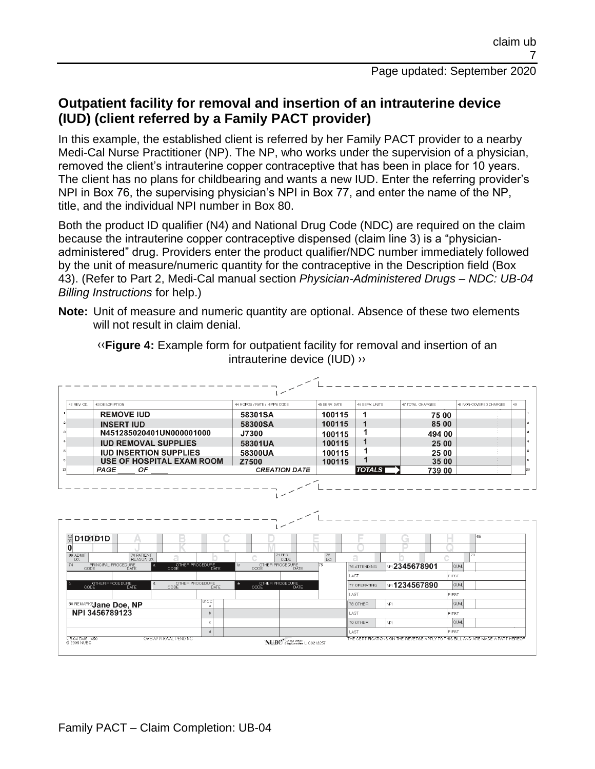## Outpatient facility for removal and insertion of an intrauterine device (IUD) (client referred by a Family PACT provider)

In this example, the established client is referred by her Family PACT provider to a nearby Medi-Cal Nurse Practitioner (NP). The NP, who works under the supervision of a physician, removed the client's intrauterine copper contraceptive that has been in place for 10 years. The client has no plans for childbearing and wants a new IUD. Enter the referring provider's NPI in Box 76, the supervising physician's NPI in Box 77, and enter the name of the NP, title, and the individual NPI number in Box 80.

Both the product ID qualifier (N4) and National Drug Code (NDC) are required on the claim because the intrauterine copper contraceptive dispensed (claim line 3) is a "physician-administered" drug. Providers enter the product qualifier/NDC number immediately followed by the unit of measure/numeric quantity for the contraceptive in the Description field (Box 43). (Refer to Part 2, Medi-Cal manual section *Physician-Administered Drugs – NDC: UB-04 Billing Instructions* for help.)

**Note:** Unit of measure and numeric quantity are optional. Absence of these two elements will not result in claim denial.

‹‹**Figure 4:** Example form for outpatient facility for removal and insertion of an intrauterine device (IUD) ››

| | 42 REV. CD. | 43 DESCRIPTION | 44 HCPCS / RATE / HIPPS CODE | 45 SERV. DATE | 46 SERV. UNITS | 47 TOTAL CHARGES | 48 NON-COVERED CHARGES | 49 |
|---|---|---|---|---|---|---|---|---|
| 1 | | REMOVE IUD | 58301SA | 100115 | 1 | 75 00 | | |
| 2 | | INSERT IUD | 58300SA | 100115 | 1 | 85 00 | | |
| 3 | | N451285020401UN000001000 | J7300 | 100115 | 1 | 494 00 | | |
| 4 | | IUD REMOVAL SUPPLIES | 58301UA | 100115 | 1 | 25 00 | | |
| 5 | | IUD INSERTION SUPPLIES | 58300UA | 100115 | 1 | 25 00 | | |
| 6 | | USE OF HOSPITAL EXAM ROOM | Z7500 | 100115 | 1 | 35 00 | | |
| 23 | | PAGE ___ OF ___ | CREATION DATE | | TOTALS | 739 00 | | |

| Field | Entry |
|---|---|
| 66 DX | 0 |
| 67 | D1D1D1D |
| 76 ATTENDING NPI | 2345678901 |
| 77 OPERATING NPI | 1234567890 |
| 80 REMARKS | Jane Doe, NP NPI 3456789123 |

UB-04 CMS-1450 © 2005 NUBC OMB APPROVAL PENDING NUBC LIC9213257 THE CERTIFICATIONS ON THE REVERSE APPLY TO THIS BILL AND ARE MADE A PART HEREOF.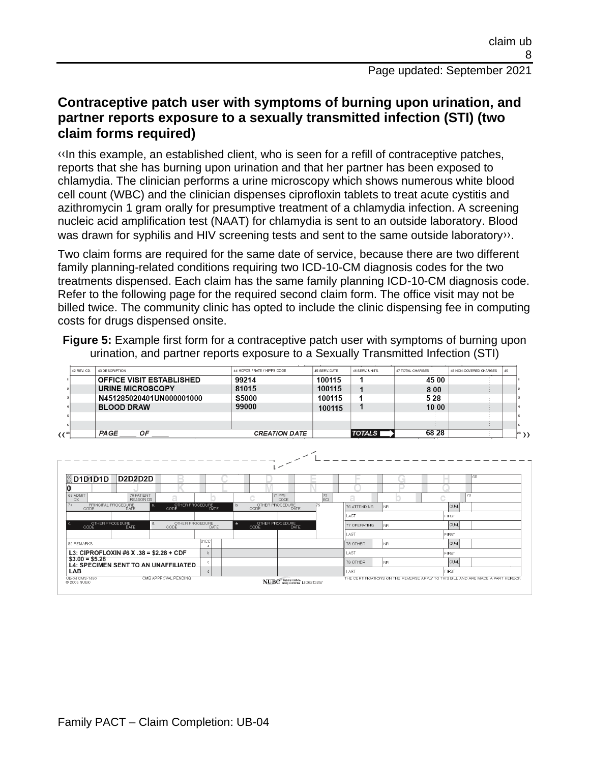## Contraceptive patch user with symptoms of burning upon urination, and partner reports exposure to a sexually transmitted infection (STI) (two claim forms required)

‹‹In this example, an established client, who is seen for a refill of contraceptive patches, reports that she has burning upon urination and that her partner has been exposed to chlamydia. The clinician performs a urine microscopy which shows numerous white blood cell count (WBC) and the clinician dispenses ciprofloxin tablets to treat acute cystitis and azithromycin 1 gram orally for presumptive treatment of a chlamydia infection. A screening nucleic acid amplification test (NAAT) for chlamydia is sent to an outside laboratory. Blood was drawn for syphilis and HIV screening tests and sent to the same outside laboratory››.

Two claim forms are required for the same date of service, because there are two different family planning-related conditions requiring two ICD-10-CM diagnosis codes for the two treatments dispensed. Each claim has the same family planning ICD-10-CM diagnosis code. Refer to the following page for the required second claim form. The office visit may not be billed twice. The community clinic has opted to include the clinic dispensing fee in computing costs for drugs dispensed onsite.

**Figure 5:** Example first form for a contraceptive patch user with symptoms of burning upon urination, and partner reports exposure to a Sexually Transmitted Infection (STI)

| | 42 REV. CD | 43 DESCRIPTION | 44 HCPCS / RATE / HIPPS CODE | 45 SERV. DATE | 46 SERV. UNITS | 47 TOTAL CHARGES | 48 NON-COVERED CHARGES | 49 |
|---|---|---|---|---|---|---|---|---|
| 1 | | OFFICE VISIT ESTABLISHED | 99214 | 100115 | 1 | 45 00 | | |
| 2 | | URINE MICROSCOPY | 81015 | 100115 | 1 | 8 00 | | |
| 3 | | N451285020401UN000001000 | S5000 | 100115 | 1 | 5 28 | | |
| 4 | | BLOOD DRAW | 99000 | 100115 | 1 | 10 00 | | |
| 5 | | | | | | | | |
| 6 | | | | | | | | |
| 23 | | PAGE ____ OF ____ | CREATION DATE | | TOTALS | 68 28 | | |

| 66 DX | A | B | C | D | E | F | G | H | 68 |
|---|---|---|---|---|---|---|---|---|---|
| 0 | D1D1D1D | D2D2D2D | | | | | | | |

80 REMARKS

L3: CIPROFLOXIN #6 X .38 = $2.28 + CDF $3.00 = $5.28
L4: SPECIMEN SENT TO AN UNAFFILIATED LAB

UB-04 CMS-1450 © 2005 NUBC — OMB APPROVAL PENDING — NUBC National Uniform Billing Committee LIC9213257 — THE CERTIFICATIONS ON THE REVERSE APPLY TO THIS BILL AND ARE MADE A PART HEREOF.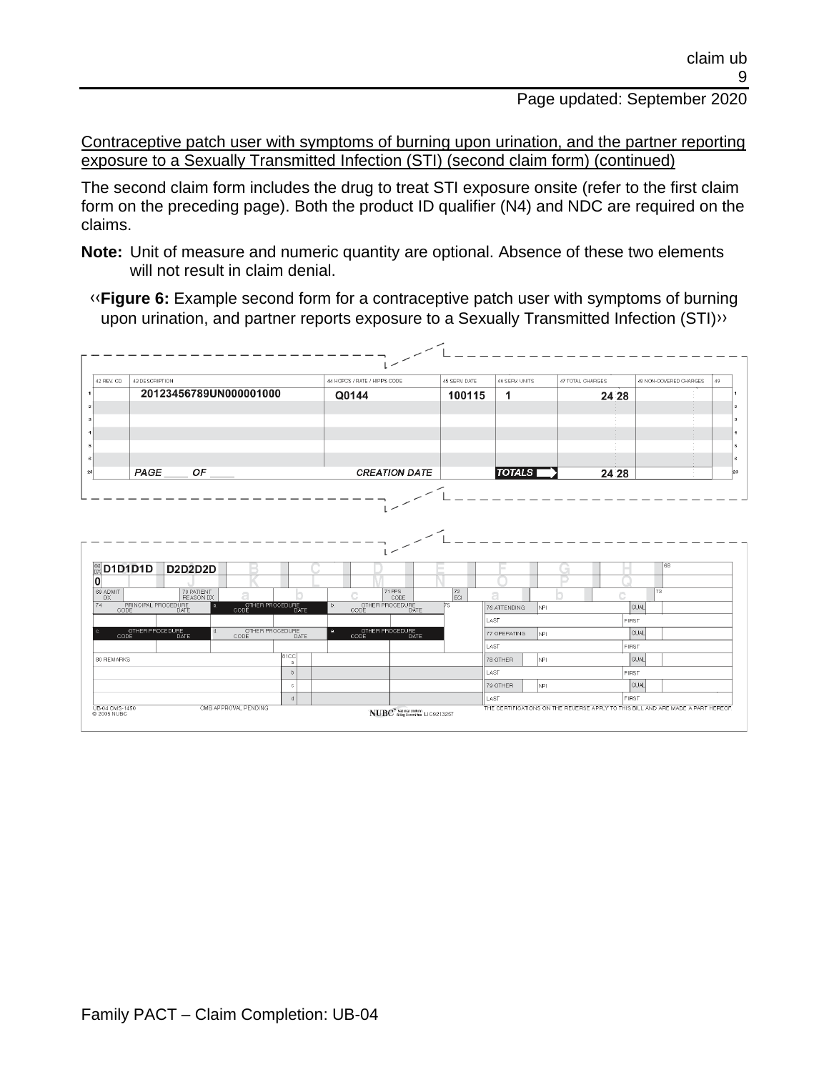Contraceptive patch user with symptoms of burning upon urination, and the partner reporting exposure to a Sexually Transmitted Infection (STI) (second claim form) (continued)

The second claim form includes the drug to treat STI exposure onsite (refer to the first claim form on the preceding page). Both the product ID qualifier (N4) and NDC are required on the claims.

**Note:** Unit of measure and numeric quantity are optional. Absence of these two elements will not result in claim denial.

‹‹**Figure 6:** Example second form for a contraceptive patch user with symptoms of burning upon urination, and partner reports exposure to a Sexually Transmitted Infection (STI)››

| | 42 REV. CD. | 43 DESCRIPTION | 44 HCPCS / RATE / HIPPS CODE | 45 SERV. DATE | 46 SERV. UNITS | 47 TOTAL CHARGES | 48 NON-COVERED CHARGES | 49 | |
|---|---|---|---|---|---|---|---|---|---|
| 1 | | 20123456789UN000001000 | Q0144 | 100115 | 1 | 24 28 | | | 1 |
| 2 | | | | | | | | | 2 |
| 3 | | | | | | | | | 3 |
| 4 | | | | | | | | | 4 |
| 5 | | | | | | | | | 5 |
| 6 | | | | | | | | | 6 |
| 23 | | PAGE ____ OF ____ | CREATION DATE | | TOTALS | 24 28 | | | 23 |

| 66 DX | D1D1D1D | D2D2D2D | B | C | D | E | F | G | H | 68 |
|---|---|---|---|---|---|---|---|---|---|---|
| 0 | I | J | K | L | M | N | O | P | Q | |
| 69 ADMIT DX | | 70 PATIENT REASON DX a | b | c | 71 PPS CODE | 72 ECI a | b | c | 73 | |

| 74 PRINCIPAL PROCEDURE CODE / DATE | a. OTHER PROCEDURE CODE / DATE | b. OTHER PROCEDURE CODE / DATE | 75 | 76 ATTENDING NPI / QUAL / LAST / FIRST |
|---|---|---|---|---|
| c. OTHER PROCEDURE CODE / DATE | d. OTHER PROCEDURE CODE / DATE | e. OTHER PROCEDURE CODE / DATE | | 77 OPERATING NPI / QUAL / LAST / FIRST |
| 80 REMARKS | 81CC a | | | 78 OTHER NPI / QUAL / LAST / FIRST |
| | b | | | |
| | c | | | 79 OTHER NPI / QUAL / LAST / FIRST |
| | d | | | |

UB-04 CMS-1450 © 2005 NUBC OMB APPROVAL PENDING NUBC National Uniform Billing Committee LIC9213257 THE CERTIFICATIONS ON THE REVERSE APPLY TO THIS BILL AND ARE MADE A PART HEREOF.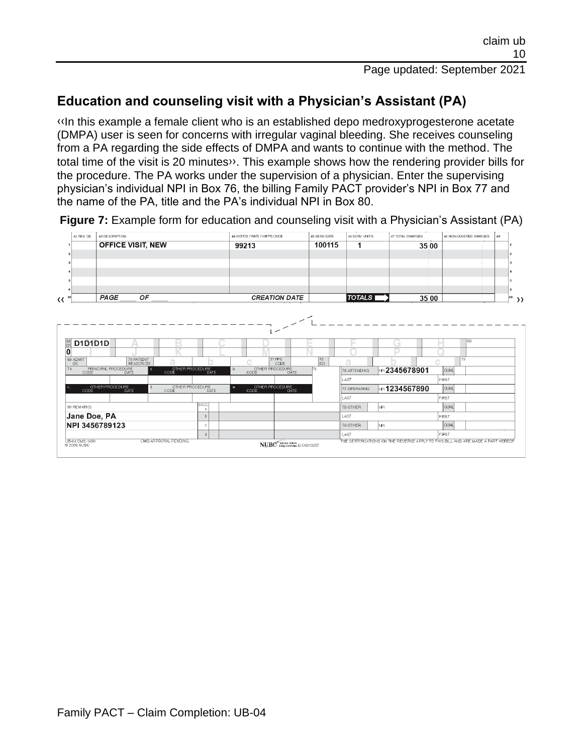## Education and counseling visit with a Physician's Assistant (PA)

‹‹In this example a female client who is an established depo medroxyprogesterone acetate (DMPA) user is seen for concerns with irregular vaginal bleeding. She receives counseling from a PA regarding the side effects of DMPA and wants to continue with the method. The total time of the visit is 20 minutes››. This example shows how the rendering provider bills for the procedure. The PA works under the supervision of a physician. Enter the supervising physician's individual NPI in Box 76, the billing Family PACT provider's NPI in Box 77 and the name of the PA, title and the PA's individual NPI in Box 80.

**Figure 7:** Example form for education and counseling visit with a Physician's Assistant (PA)

| | 42 REV. CD. | 43 DESCRIPTION | 44 HCPCS / RATE / HIPPS CODE | 45 SERV. DATE | 46 SERV. UNITS | 47 TOTAL CHARGES | 48 NON-COVERED CHARGES | 49 |
|---|---|---|---|---|---|---|---|---|
| 1 | | OFFICE VISIT, NEW | 99213 | 100115 | 1 | 35 00 | | |
| 2 | | | | | | | | |
| 3 | | | | | | | | |
| 4 | | | | | | | | |
| 5 | | | | | | | | |
| 6 | | | | | | | | |
| 23 | | PAGE \_\_\_\_ OF \_\_\_\_ | CREATION DATE | | TOTALS | 35 00 | | |

| Field | Entry |
|---|---|
| 67 DX | D1D1D1D |
| 67 (second line) | 0 |
| 69 ADMIT DX | |
| 70 PATIENT REASON DX | |
| 71 PPS CODE | |
| 72 ECI | |
| 73 | |
| 74 PRINCIPAL PROCEDURE CODE / DATE | |
| 74 a–e OTHER PROCEDURE CODE / DATE | |
| 75 | |
| 76 ATTENDING NPI | 2345678901 |
| 77 OPERATING NPI | 1234567890 |
| 78 OTHER NPI | |
| 79 OTHER NPI | |
| 80 REMARKS | Jane Doe, PA<br>NPI 3456789123 |
| 81CC | |

UB-04 CMS-1450 © 2005 NUBC — OMB APPROVAL PENDING — NUBC National Uniform Billing Committee LIC9213257 — THE CERTIFICATIONS ON THE REVERSE APPLY TO THIS BILL AND ARE MADE A PART HEREOF.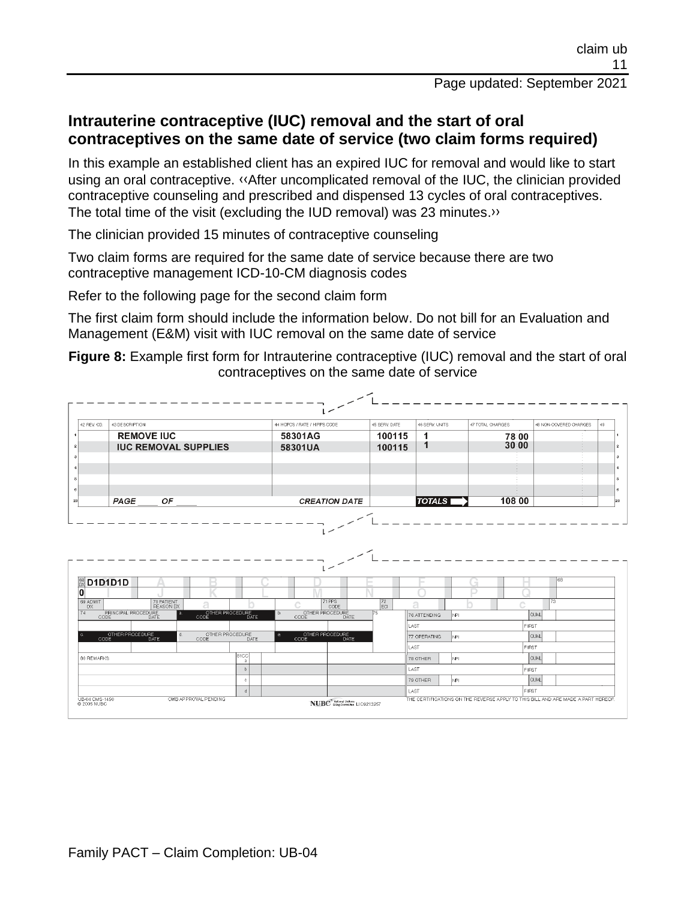## Intrauterine contraceptive (IUC) removal and the start of oral contraceptives on the same date of service (two claim forms required)

In this example an established client has an expired IUC for removal and would like to start using an oral contraceptive. ‹‹After uncomplicated removal of the IUC, the clinician provided contraceptive counseling and prescribed and dispensed 13 cycles of oral contraceptives. The total time of the visit (excluding the IUD removal) was 23 minutes.››

The clinician provided 15 minutes of contraceptive counseling

Two claim forms are required for the same date of service because there are two contraceptive management ICD-10-CM diagnosis codes

Refer to the following page for the second claim form

The first claim form should include the information below. Do not bill for an Evaluation and Management (E&M) visit with IUC removal on the same date of service

**Figure 8:** Example first form for Intrauterine contraceptive (IUC) removal and the start of oral contraceptives on the same date of service

| | 42 REV. CD. | 43 DESCRIPTION | 44 HCPCS / RATE / HIPPS CODE | 45 SERV. DATE | 46 SERV. UNITS | 47 TOTAL CHARGES | 48 NON-COVERED CHARGES | 49 |
|---|---|---|---|---|---|---|---|---|
| 1 | | REMOVE IUC | 58301AG | 100115 | 1 | 78 00 | | |
| 2 | | IUC REMOVAL SUPPLIES | 58301UA | 100115 | 1 | 30 00 | | |
| 3 | | | | | | | | |
| 4 | | | | | | | | |
| 5 | | | | | | | | |
| 6 | | | | | | | | |
| 23 | | PAGE ____ OF ____ | CREATION DATE | | TOTALS | 108 00 | | |

| 66 DX | 67 | A | B | C | D | E | F | G | H | 68 |
|---|---|---|---|---|---|---|---|---|---|---|
| 0 | D1D1D1D | | | | | | | | | |
| | I | J | K | L | M | N | O | P | Q | |

69 ADMIT DX | 70 PATIENT REASON DX a b c | 71 PPS CODE | 72 ECI a b c | 73

74 PRINCIPAL PROCEDURE CODE DATE | a. OTHER PROCEDURE CODE DATE | b. OTHER PROCEDURE CODE DATE | 75 | 76 ATTENDING NPI QUAL LAST FIRST

c. OTHER PROCEDURE CODE DATE | d. OTHER PROCEDURE CODE DATE | e. OTHER PROCEDURE CODE DATE | 77 OPERATING NPI QUAL LAST FIRST

80 REMARKS | 81CC a b c d | 78 OTHER NPI QUAL LAST FIRST | 79 OTHER NPI QUAL LAST FIRST

UB-04 CMS-1450 © 2005 NUBC OMB APPROVAL PENDING NUBC National Uniform Billing Committee LIC9213257 THE CERTIFICATIONS ON THE REVERSE APPLY TO THIS BILL AND ARE MADE A PART HEREOF.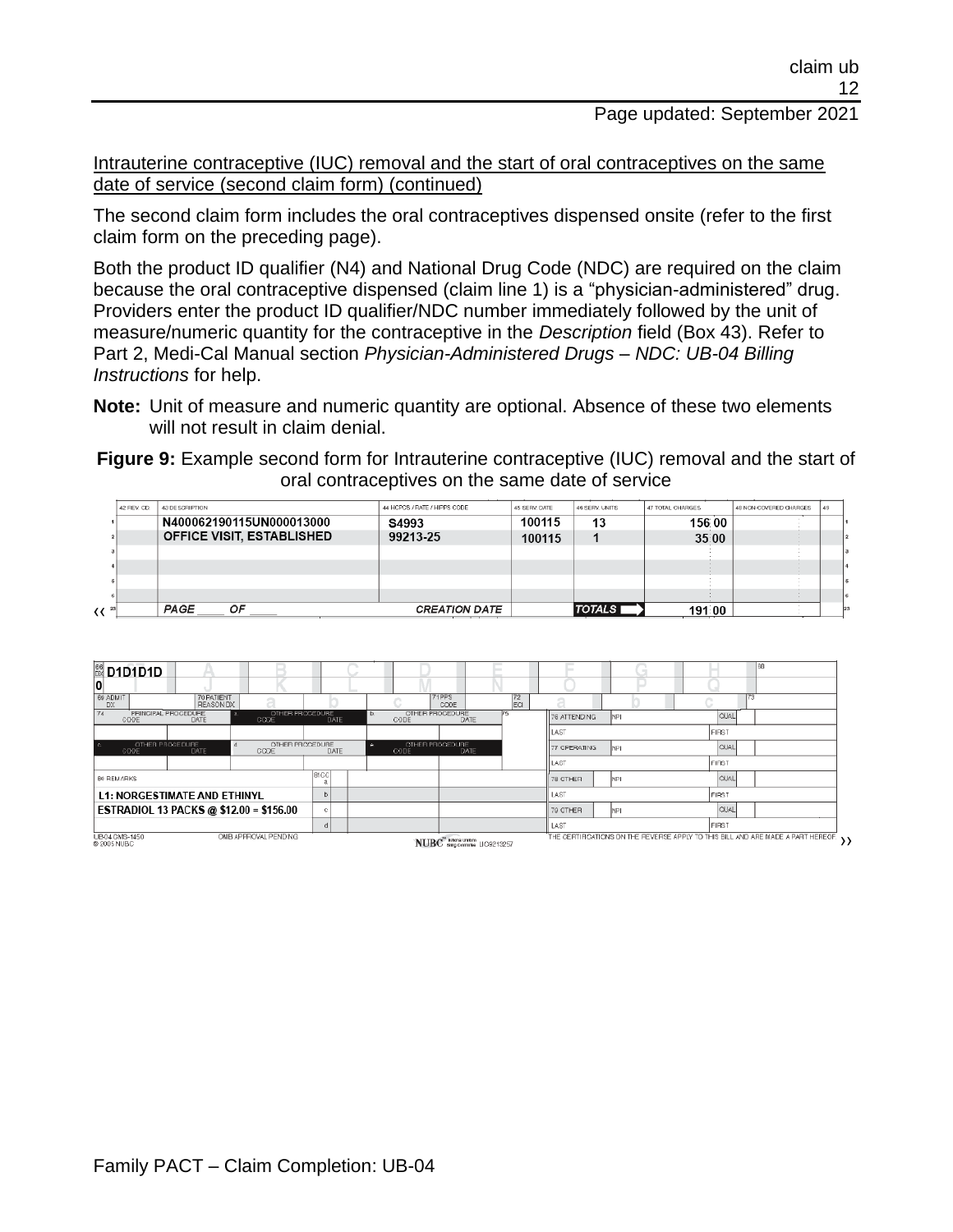Intrauterine contraceptive (IUC) removal and the start of oral contraceptives on the same date of service (second claim form) (continued)

The second claim form includes the oral contraceptives dispensed onsite (refer to the first claim form on the preceding page).

Both the product ID qualifier (N4) and National Drug Code (NDC) are required on the claim because the oral contraceptive dispensed (claim line 1) is a "physician-administered" drug. Providers enter the product ID qualifier/NDC number immediately followed by the unit of measure/numeric quantity for the contraceptive in the *Description* field (Box 43). Refer to Part 2, Medi-Cal Manual section *Physician-Administered Drugs – NDC: UB-04 Billing Instructions* for help.

**Note:** Unit of measure and numeric quantity are optional. Absence of these two elements will not result in claim denial.

**Figure 9:** Example second form for Intrauterine contraceptive (IUC) removal and the start of oral contraceptives on the same date of service

| | 42 REV. CD. | 43 DESCRIPTION | 44 HCPCS / RATE / HIPPS CODE | 45 SERV. DATE | 46 SERV. UNITS | 47 TOTAL CHARGES | 48 NON-COVERED CHARGES | 49 |
|---|---|---|---|---|---|---|---|---|
| 1 | | N400062190115UN000013000 | S4993 | 100115 | 13 | 156 00 | | |
| 2 | | OFFICE VISIT, ESTABLISHED | 99213-25 | 100115 | 1 | 35 00 | | |
| 3 | | | | | | | | |
| 4 | | | | | | | | |
| 5 | | | | | | | | |
| 6 | | | | | | | | |
| 23 | | PAGE ____ OF ____ | CREATION DATE | | TOTALS | 191 00 | | |

66 DX: D1D1D1D

0

80 REMARKS

L1: NORGESTIMATE AND ETHINYL ESTRADIOL 13 PACKS @ $12.00 = $156.00

UB-04 CMS-1450 © 2005 NUBC — OMB APPROVAL PENDING — NUBC National Uniform Billing Committee LIC9213257 — THE CERTIFICATIONS ON THE REVERSE APPLY TO THIS BILL AND ARE MADE A PART HEREOF.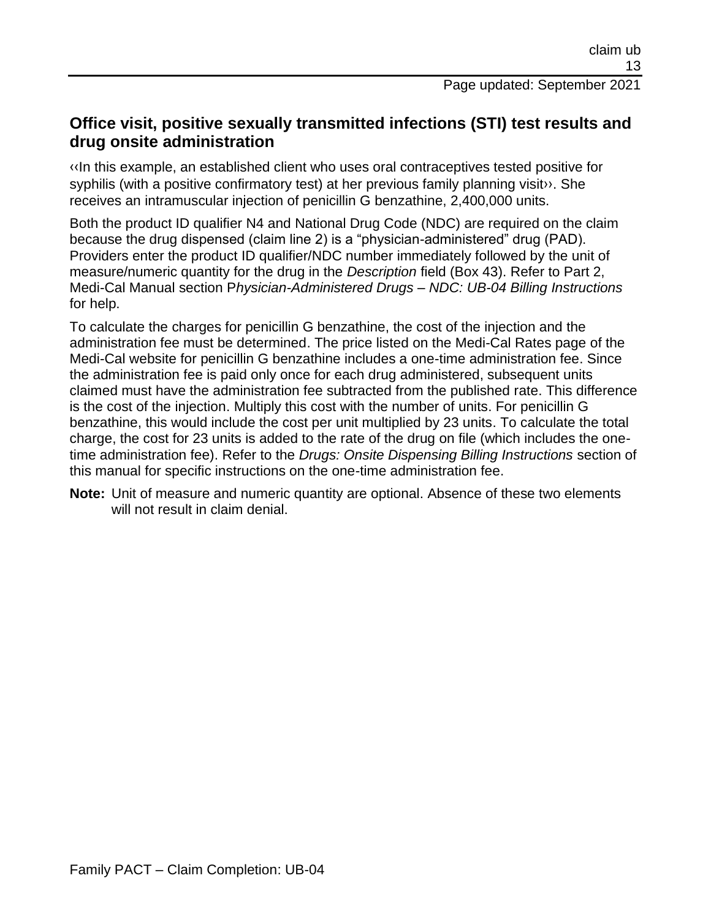## Office visit, positive sexually transmitted infections (STI) test results and drug onsite administration

‹‹In this example, an established client who uses oral contraceptives tested positive for syphilis (with a positive confirmatory test) at her previous family planning visit››. She receives an intramuscular injection of penicillin G benzathine, 2,400,000 units.

Both the product ID qualifier N4 and National Drug Code (NDC) are required on the claim because the drug dispensed (claim line 2) is a "physician-administered" drug (PAD). Providers enter the product ID qualifier/NDC number immediately followed by the unit of measure/numeric quantity for the drug in the *Description* field (Box 43). Refer to Part 2, Medi-Cal Manual section P*hysician-Administered Drugs – NDC: UB-04 Billing Instructions* for help.

To calculate the charges for penicillin G benzathine, the cost of the injection and the administration fee must be determined. The price listed on the Medi-Cal Rates page of the Medi-Cal website for penicillin G benzathine includes a one-time administration fee. Since the administration fee is paid only once for each drug administered, subsequent units claimed must have the administration fee subtracted from the published rate. This difference is the cost of the injection. Multiply this cost with the number of units. For penicillin G benzathine, this would include the cost per unit multiplied by 23 units. To calculate the total charge, the cost for 23 units is added to the rate of the drug on file (which includes the one-time administration fee). Refer to the *Drugs: Onsite Dispensing Billing Instructions* section of this manual for specific instructions on the one-time administration fee.

**Note:** Unit of measure and numeric quantity are optional. Absence of these two elements will not result in claim denial.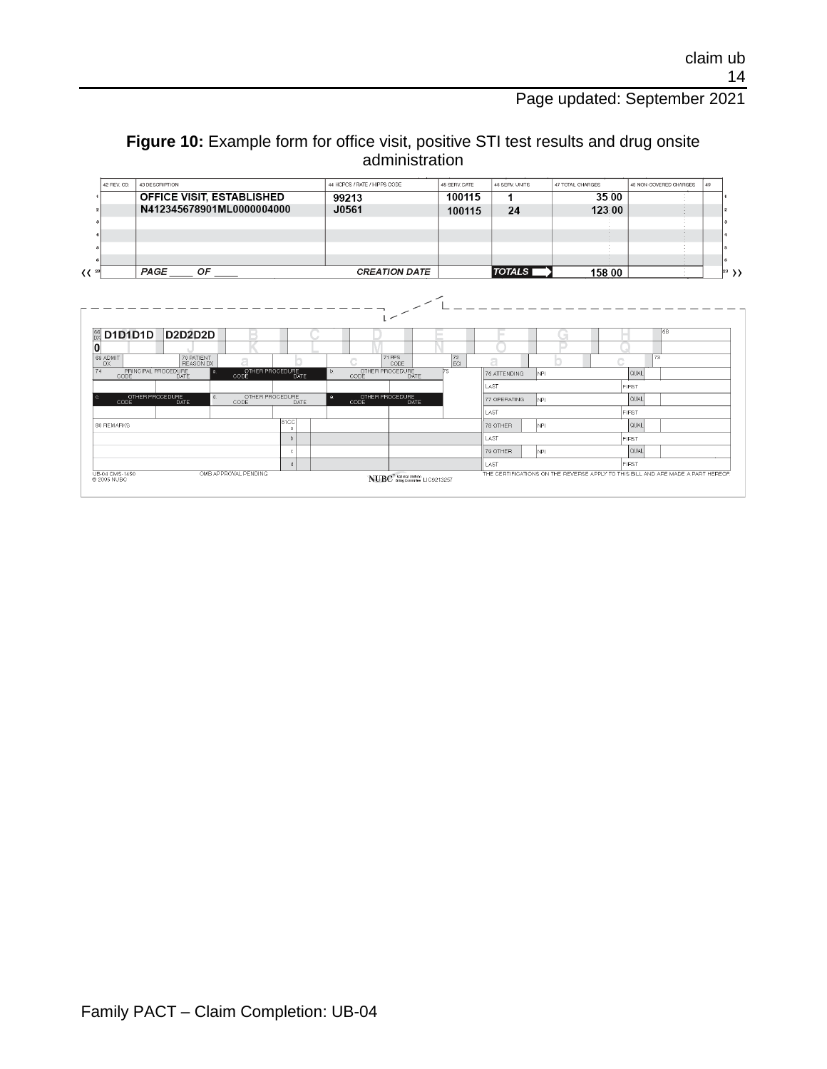**Figure 10:** Example form for office visit, positive STI test results and drug onsite administration

| 42 REV. CD. | 43 DESCRIPTION | 44 HCPCS / RATE / HIPPS CODE | 45 SERV. DATE | 46 SERV. UNITS | 47 TOTAL CHARGES | 48 NON-COVERED CHARGES | 49 |
|---|---|---|---|---|---|---|---|
| | OFFICE VISIT, ESTABLISHED | 99213 | 100115 | 1 | 35 00 | | |
| | N412345678901ML0000004000 | J0561 | 100115 | 24 | 123 00 | | |
| | | | | | | | |
| | | | | | | | |
| | | | | | | | |
| | | | | | | | |
| | PAGE ____ OF ____ | CREATION DATE | | TOTALS | 158 00 | | |

| 66 DX | | | | | | | | | 68 |
|---|---|---|---|---|---|---|---|---|---|
| 0 | D1D1D1D | D2D2D2D | B | C | D | E | F | G | H |
| | I | J | K | L | M | N | O | P | Q |

| 69 ADMIT DX | 70 PATIENT REASON DX | a | b | c | 71 PPS CODE | 72 ECI | a | b | c | 73 |
|---|---|---|---|---|---|---|---|---|---|---|

| 74 PRINCIPAL PROCEDURE CODE / DATE | a. OTHER PROCEDURE CODE / DATE | b. OTHER PROCEDURE CODE / DATE | 75 | 76 ATTENDING NPI | QUAL |
|---|---|---|---|---|---|
| | | | | LAST | FIRST |
| c. OTHER PROCEDURE CODE / DATE | d. OTHER PROCEDURE CODE / DATE | e. OTHER PROCEDURE CODE / DATE | | 77 OPERATING NPI | QUAL |
| | | | | LAST | FIRST |

| 80 REMARKS | 81CC | | | |
|---|---|---|---|---|
| | a | | 78 OTHER NPI | QUAL |
| | b | | LAST | FIRST |
| | c | | 79 OTHER NPI | QUAL |
| | d | | LAST | FIRST |

UB-04 CMS-1450 © 2005 NUBC OMB APPROVAL PENDING NUBC National Uniform Billing Committee LIC9213257 THE CERTIFICATIONS ON THE REVERSE APPLY TO THIS BILL AND ARE MADE A PART HEREOF.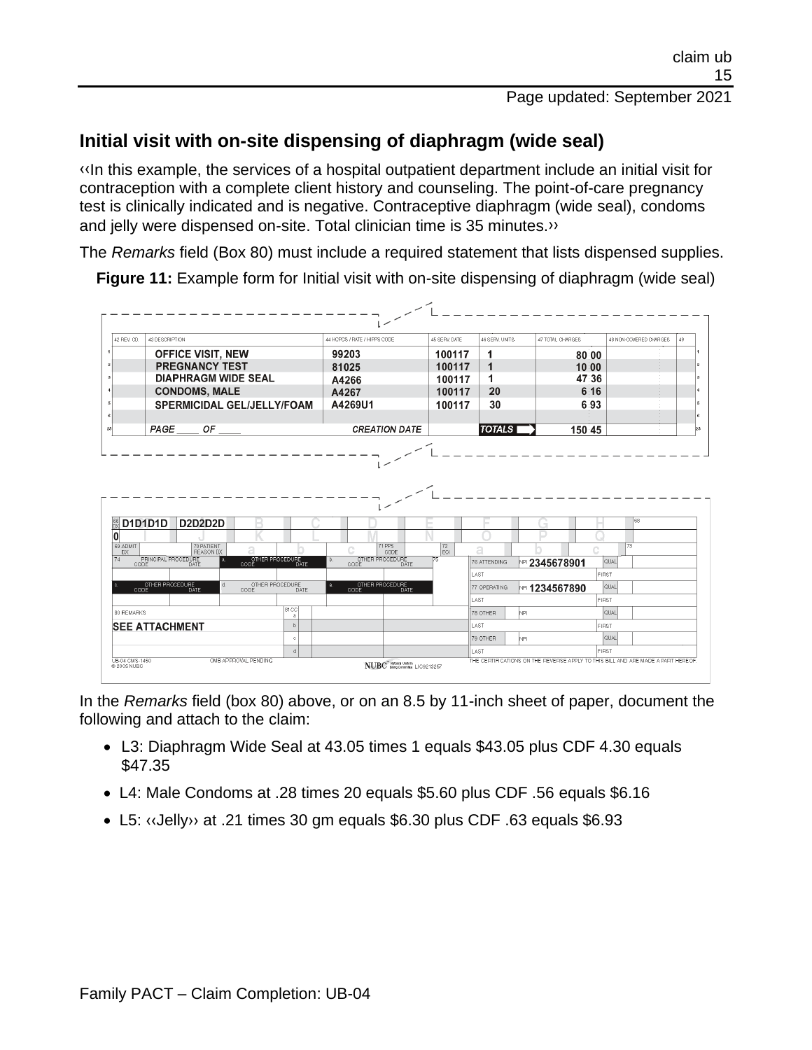## Initial visit with on-site dispensing of diaphragm (wide seal)

‹‹In this example, the services of a hospital outpatient department include an initial visit for contraception with a complete client history and counseling. The point-of-care pregnancy test is clinically indicated and is negative. Contraceptive diaphragm (wide seal), condoms and jelly were dispensed on-site. Total clinician time is 35 minutes.››

The *Remarks* field (Box 80) must include a required statement that lists dispensed supplies.

**Figure 11:** Example form for Initial visit with on-site dispensing of diaphragm (wide seal)

| | 42 REV. CD. | 43 DESCRIPTION | 44 HCPCS / RATE / HIPPS CODE | 45 SERV. DATE | 46 SERV. UNITS | 47 TOTAL CHARGES | 48 NON-COVERED CHARGES | 49 |
|---|---|---|---|---|---|---|---|---|
| 1 | | OFFICE VISIT, NEW | 99203 | 100117 | 1 | 80 00 | | |
| 2 | | PREGNANCY TEST | 81025 | 100117 | 1 | 10 00 | | |
| 3 | | DIAPHRAGM WIDE SEAL | A4266 | 100117 | 1 | 47 36 | | |
| 4 | | CONDOMS, MALE | A4267 | 100117 | 20 | 6 16 | | |
| 5 | | SPERMICIDAL GEL/JELLY/FOAM | A4269U1 | 100117 | 30 | 6 93 | | |
| 6 | | | | | | | | |
| 23 | | PAGE ____ OF ____ | CREATION DATE | | TOTALS | 150 45 | | |

66 DX: 0 — D1D1D1D, D2D2D2D

76 ATTENDING NPI 2345678901

77 OPERATING NPI 1234567890

80 REMARKS: SEE ATTACHMENT

In the *Remarks* field (box 80) above, or on an 8.5 by 11-inch sheet of paper, document the following and attach to the claim:

- L3: Diaphragm Wide Seal at 43.05 times 1 equals $43.05 plus CDF 4.30 equals $47.35
- L4: Male Condoms at .28 times 20 equals $5.60 plus CDF .56 equals $6.16
- L5: ‹‹Jelly›› at .21 times 30 gm equals $6.30 plus CDF .63 equals $6.93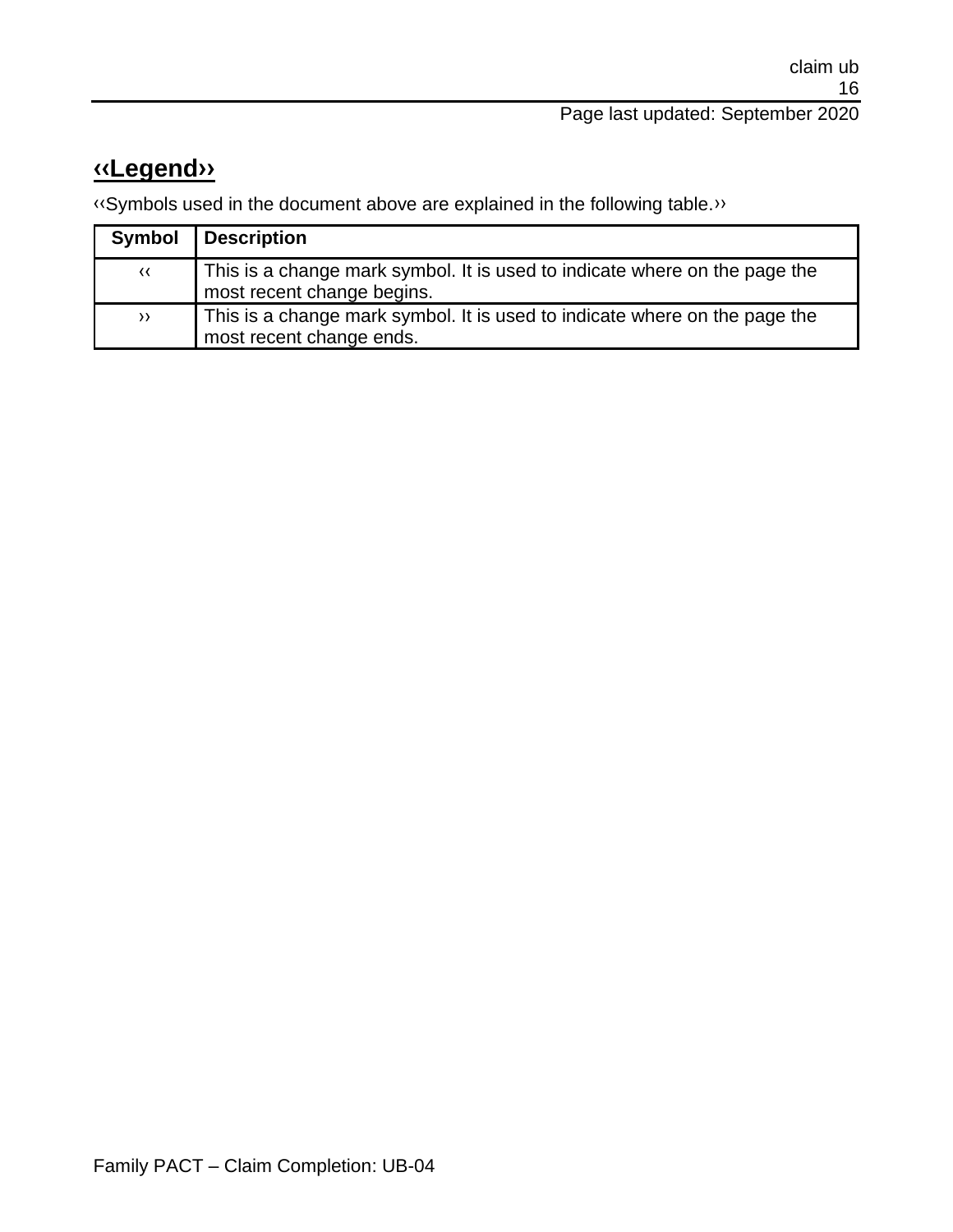## ‹‹Legend››

‹‹Symbols used in the document above are explained in the following table.››

| Symbol | Description |
|---|---|
| ‹‹ | This is a change mark symbol. It is used to indicate where on the page the most recent change begins. |
| ›› | This is a change mark symbol. It is used to indicate where on the page the most recent change ends. |